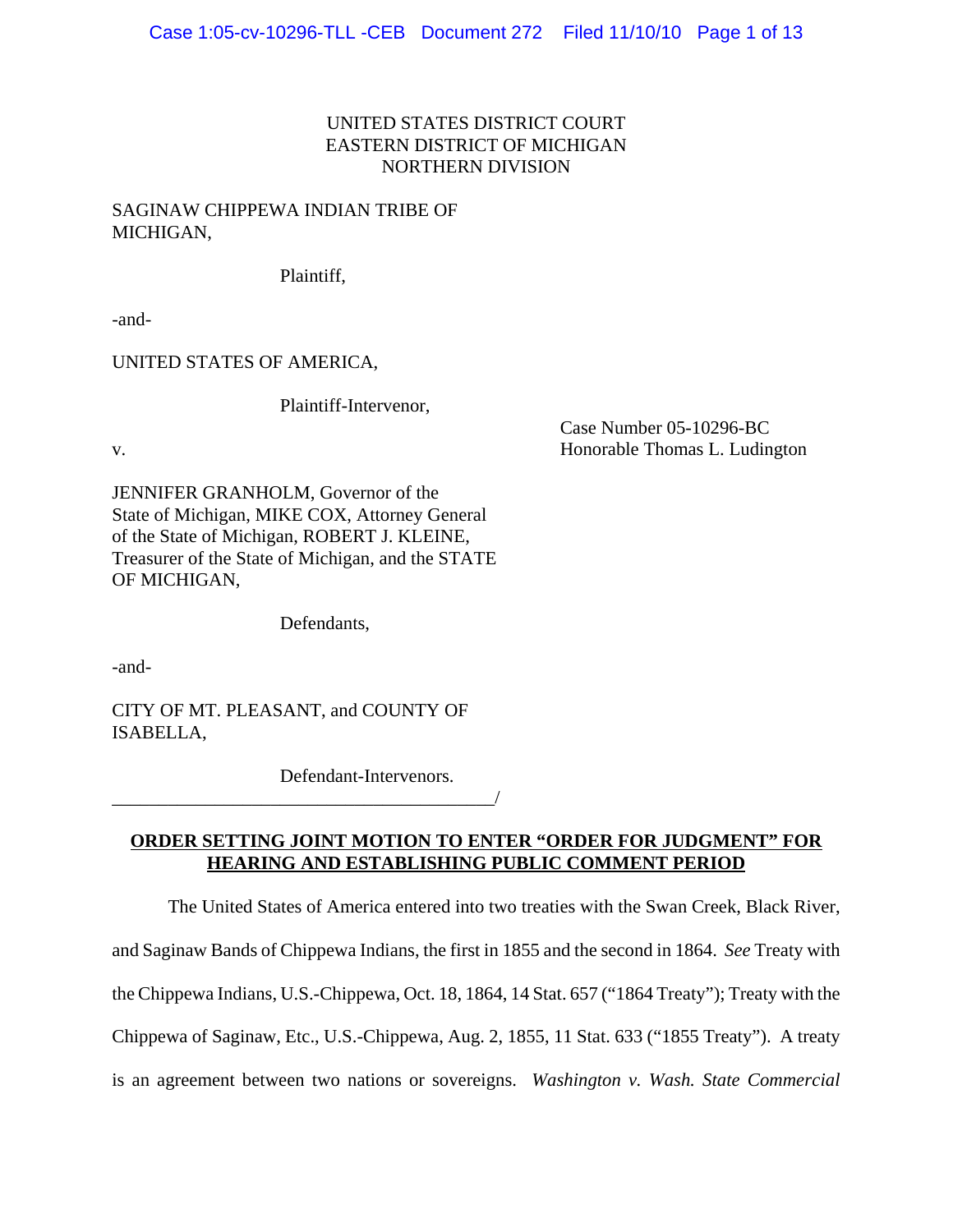UNITED STATES DISTRICT COURT
EASTERN DISTRICT OF MICHIGAN
NORTHERN DIVISION

SAGINAW CHIPPEWA INDIAN TRIBE OF MICHIGAN,

Plaintiff,

-and-

UNITED STATES OF AMERICA,

Plaintiff-Intervenor,

v.

Case Number 05-10296-BC
Honorable Thomas L. Ludington

JENNIFER GRANHOLM, Governor of the State of Michigan, MIKE COX, Attorney General of the State of Michigan, ROBERT J. KLEINE, Treasurer of the State of Michigan, and the STATE OF MICHIGAN,

Defendants,

-and-

CITY OF MT. PLEASANT, and COUNTY OF ISABELLA,

Defendant-Intervenors.
______________________________________/

## ORDER SETTING JOINT MOTION TO ENTER "ORDER FOR JUDGMENT" FOR HEARING AND ESTABLISHING PUBLIC COMMENT PERIOD

The United States of America entered into two treaties with the Swan Creek, Black River, and Saginaw Bands of Chippewa Indians, the first in 1855 and the second in 1864. *See* Treaty with the Chippewa Indians, U.S.-Chippewa, Oct. 18, 1864, 14 Stat. 657 ("1864 Treaty"); Treaty with the Chippewa of Saginaw, Etc., U.S.-Chippewa, Aug. 2, 1855, 11 Stat. 633 ("1855 Treaty"). A treaty is an agreement between two nations or sovereigns. *Washington v. Wash. State Commercial*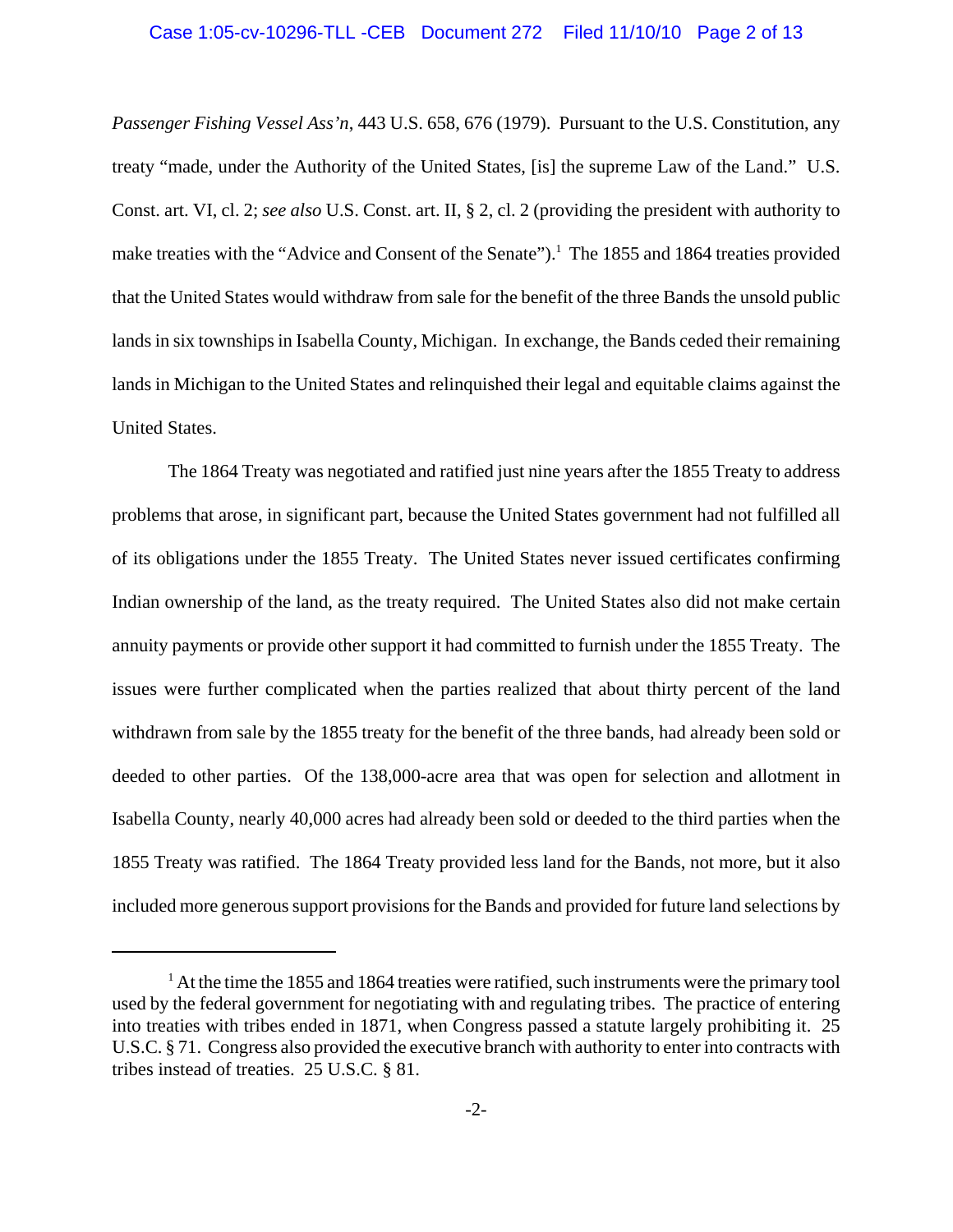*Passenger Fishing Vessel Ass'n*, 443 U.S. 658, 676 (1979). Pursuant to the U.S. Constitution, any treaty "made, under the Authority of the United States, [is] the supreme Law of the Land." U.S. Const. art. VI, cl. 2; *see also* U.S. Const. art. II, § 2, cl. 2 (providing the president with authority to make treaties with the "Advice and Consent of the Senate").[1] The 1855 and 1864 treaties provided that the United States would withdraw from sale for the benefit of the three Bands the unsold public lands in six townships in Isabella County, Michigan. In exchange, the Bands ceded their remaining lands in Michigan to the United States and relinquished their legal and equitable claims against the United States.

The 1864 Treaty was negotiated and ratified just nine years after the 1855 Treaty to address problems that arose, in significant part, because the United States government had not fulfilled all of its obligations under the 1855 Treaty. The United States never issued certificates confirming Indian ownership of the land, as the treaty required. The United States also did not make certain annuity payments or provide other support it had committed to furnish under the 1855 Treaty. The issues were further complicated when the parties realized that about thirty percent of the land withdrawn from sale by the 1855 treaty for the benefit of the three bands, had already been sold or deeded to other parties. Of the 138,000-acre area that was open for selection and allotment in Isabella County, nearly 40,000 acres had already been sold or deeded to the third parties when the 1855 Treaty was ratified. The 1864 Treaty provided less land for the Bands, not more, but it also included more generous support provisions for the Bands and provided for future land selections by

[1] At the time the 1855 and 1864 treaties were ratified, such instruments were the primary tool used by the federal government for negotiating with and regulating tribes. The practice of entering into treaties with tribes ended in 1871, when Congress passed a statute largely prohibiting it. 25 U.S.C. § 71. Congress also provided the executive branch with authority to enter into contracts with tribes instead of treaties. 25 U.S.C. § 81.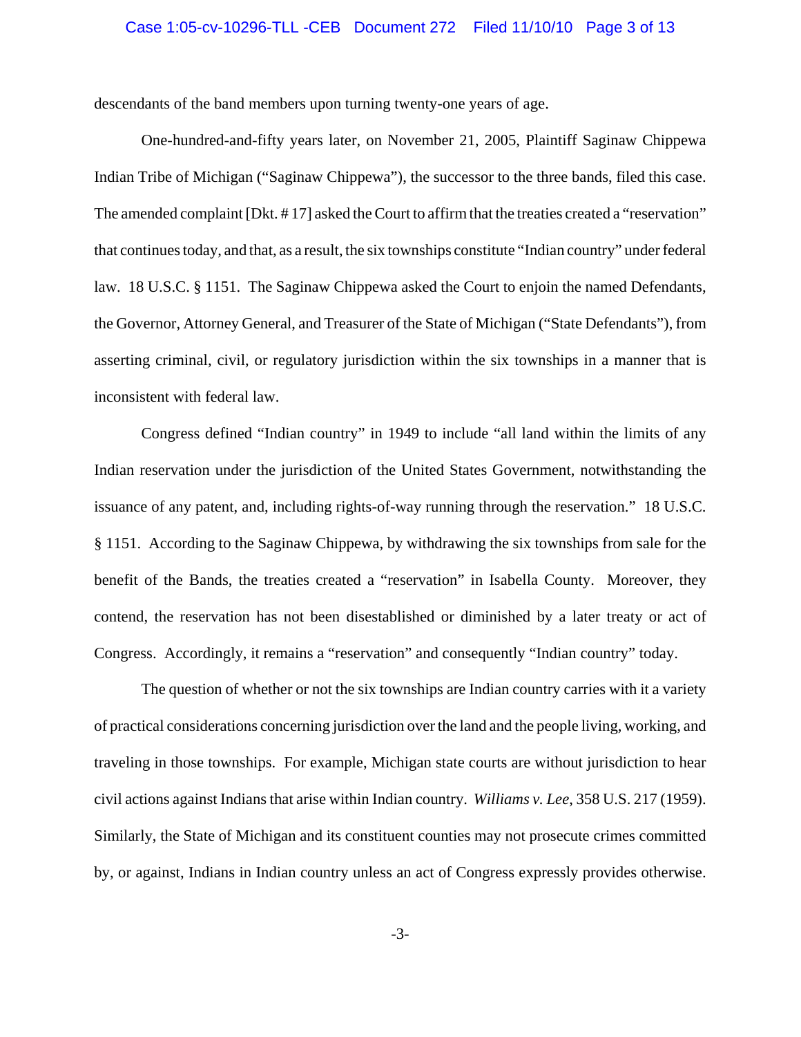descendants of the band members upon turning twenty-one years of age.

One-hundred-and-fifty years later, on November 21, 2005, Plaintiff Saginaw Chippewa Indian Tribe of Michigan ("Saginaw Chippewa"), the successor to the three bands, filed this case. The amended complaint [Dkt. # 17] asked the Court to affirm that the treaties created a "reservation" that continues today, and that, as a result, the six townships constitute "Indian country" under federal law. 18 U.S.C. § 1151. The Saginaw Chippewa asked the Court to enjoin the named Defendants, the Governor, Attorney General, and Treasurer of the State of Michigan ("State Defendants"), from asserting criminal, civil, or regulatory jurisdiction within the six townships in a manner that is inconsistent with federal law.

Congress defined "Indian country" in 1949 to include "all land within the limits of any Indian reservation under the jurisdiction of the United States Government, notwithstanding the issuance of any patent, and, including rights-of-way running through the reservation." 18 U.S.C. § 1151. According to the Saginaw Chippewa, by withdrawing the six townships from sale for the benefit of the Bands, the treaties created a "reservation" in Isabella County. Moreover, they contend, the reservation has not been disestablished or diminished by a later treaty or act of Congress. Accordingly, it remains a "reservation" and consequently "Indian country" today.

The question of whether or not the six townships are Indian country carries with it a variety of practical considerations concerning jurisdiction over the land and the people living, working, and traveling in those townships. For example, Michigan state courts are without jurisdiction to hear civil actions against Indians that arise within Indian country. *Williams v. Lee*, 358 U.S. 217 (1959). Similarly, the State of Michigan and its constituent counties may not prosecute crimes committed by, or against, Indians in Indian country unless an act of Congress expressly provides otherwise.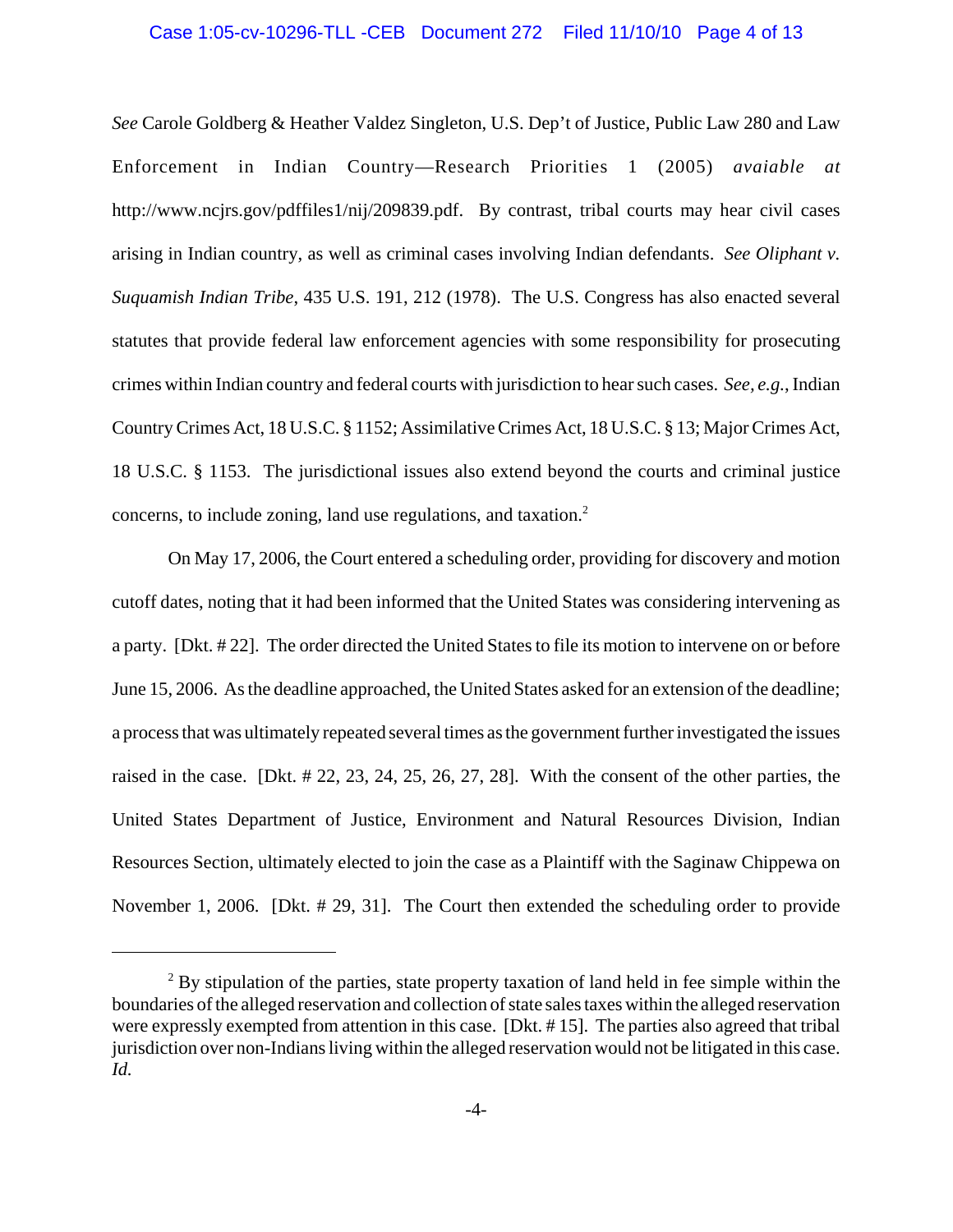*See* Carole Goldberg & Heather Valdez Singleton, U.S. Dep't of Justice, Public Law 280 and Law Enforcement in Indian Country—Research Priorities 1 (2005) *avaiable at* http://www.ncjrs.gov/pdffiles1/nij/209839.pdf. By contrast, tribal courts may hear civil cases arising in Indian country, as well as criminal cases involving Indian defendants. *See Oliphant v. Suquamish Indian Tribe*, 435 U.S. 191, 212 (1978). The U.S. Congress has also enacted several statutes that provide federal law enforcement agencies with some responsibility for prosecuting crimes within Indian country and federal courts with jurisdiction to hear such cases. *See, e.g.*, Indian Country Crimes Act, 18 U.S.C. § 1152; Assimilative Crimes Act, 18 U.S.C. § 13; Major Crimes Act, 18 U.S.C. § 1153. The jurisdictional issues also extend beyond the courts and criminal justice concerns, to include zoning, land use regulations, and taxation.[2]

On May 17, 2006, the Court entered a scheduling order, providing for discovery and motion cutoff dates, noting that it had been informed that the United States was considering intervening as a party. [Dkt. # 22]. The order directed the United States to file its motion to intervene on or before June 15, 2006. As the deadline approached, the United States asked for an extension of the deadline; a process that was ultimately repeated several times as the government further investigated the issues raised in the case. [Dkt. # 22, 23, 24, 25, 26, 27, 28]. With the consent of the other parties, the United States Department of Justice, Environment and Natural Resources Division, Indian Resources Section, ultimately elected to join the case as a Plaintiff with the Saginaw Chippewa on November 1, 2006. [Dkt. # 29, 31]. The Court then extended the scheduling order to provide

---

[2] By stipulation of the parties, state property taxation of land held in fee simple within the boundaries of the alleged reservation and collection of state sales taxes within the alleged reservation were expressly exempted from attention in this case. [Dkt. # 15]. The parties also agreed that tribal jurisdiction over non-Indians living within the alleged reservation would not be litigated in this case. *Id.*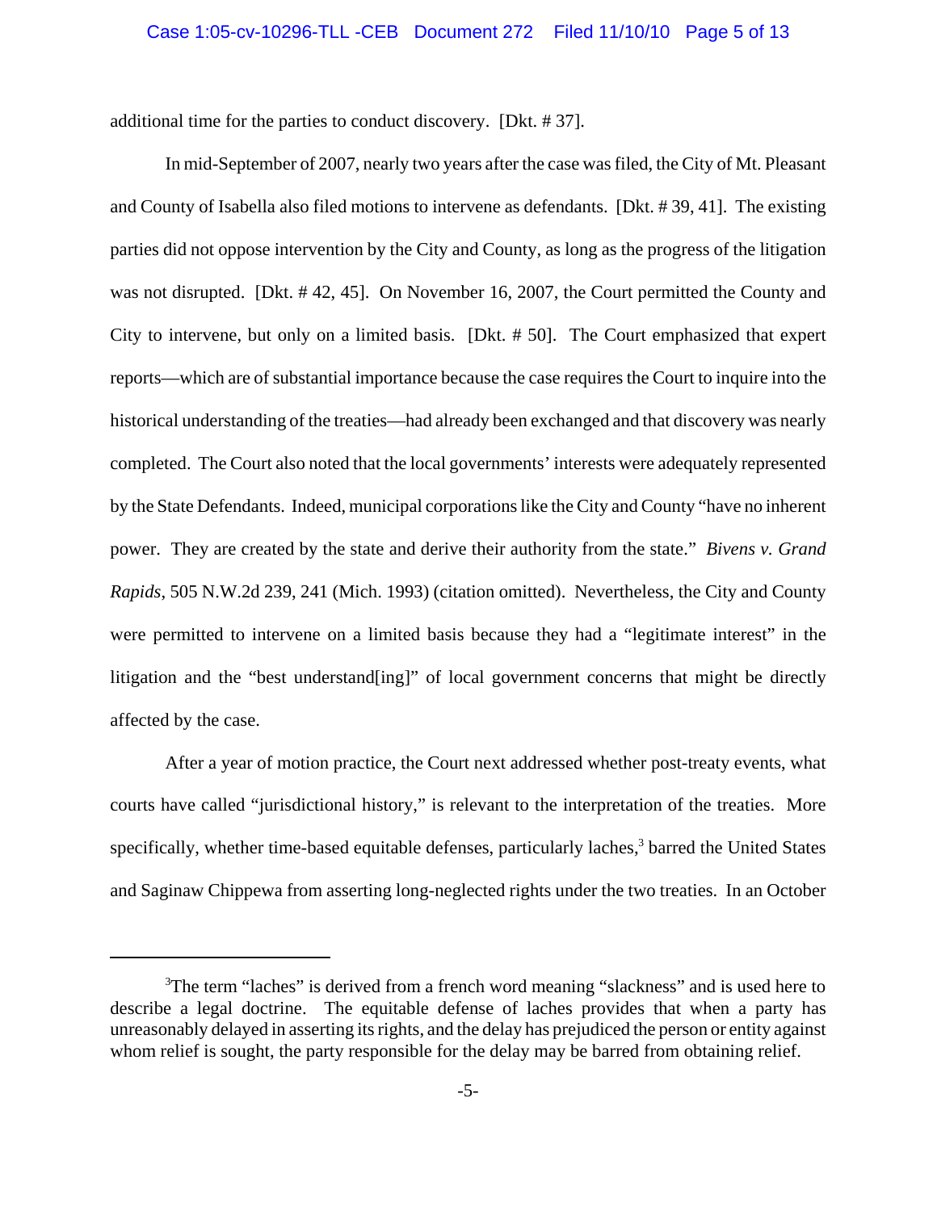additional time for the parties to conduct discovery. [Dkt. # 37].

In mid-September of 2007, nearly two years after the case was filed, the City of Mt. Pleasant and County of Isabella also filed motions to intervene as defendants. [Dkt. # 39, 41]. The existing parties did not oppose intervention by the City and County, as long as the progress of the litigation was not disrupted. [Dkt. # 42, 45]. On November 16, 2007, the Court permitted the County and City to intervene, but only on a limited basis. [Dkt. # 50]. The Court emphasized that expert reports—which are of substantial importance because the case requires the Court to inquire into the historical understanding of the treaties—had already been exchanged and that discovery was nearly completed. The Court also noted that the local governments' interests were adequately represented by the State Defendants. Indeed, municipal corporations like the City and County "have no inherent power. They are created by the state and derive their authority from the state." *Bivens v. Grand Rapids*, 505 N.W.2d 239, 241 (Mich. 1993) (citation omitted). Nevertheless, the City and County were permitted to intervene on a limited basis because they had a "legitimate interest" in the litigation and the "best understand[ing]" of local government concerns that might be directly affected by the case.

After a year of motion practice, the Court next addressed whether post-treaty events, what courts have called "jurisdictional history," is relevant to the interpretation of the treaties. More specifically, whether time-based equitable defenses, particularly laches,[3] barred the United States and Saginaw Chippewa from asserting long-neglected rights under the two treaties. In an October

---

[3]The term "laches" is derived from a french word meaning "slackness" and is used here to describe a legal doctrine. The equitable defense of laches provides that when a party has unreasonably delayed in asserting its rights, and the delay has prejudiced the person or entity against whom relief is sought, the party responsible for the delay may be barred from obtaining relief.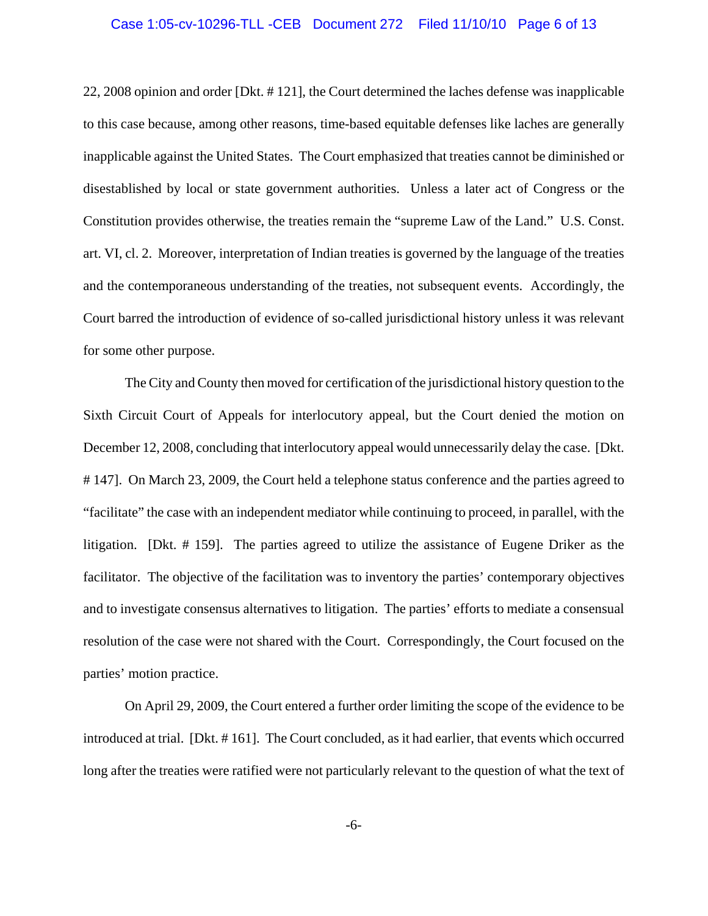22, 2008 opinion and order [Dkt. # 121], the Court determined the laches defense was inapplicable to this case because, among other reasons, time-based equitable defenses like laches are generally inapplicable against the United States. The Court emphasized that treaties cannot be diminished or disestablished by local or state government authorities. Unless a later act of Congress or the Constitution provides otherwise, the treaties remain the "supreme Law of the Land." U.S. Const. art. VI, cl. 2. Moreover, interpretation of Indian treaties is governed by the language of the treaties and the contemporaneous understanding of the treaties, not subsequent events. Accordingly, the Court barred the introduction of evidence of so-called jurisdictional history unless it was relevant for some other purpose.

The City and County then moved for certification of the jurisdictional history question to the Sixth Circuit Court of Appeals for interlocutory appeal, but the Court denied the motion on December 12, 2008, concluding that interlocutory appeal would unnecessarily delay the case. [Dkt. # 147]. On March 23, 2009, the Court held a telephone status conference and the parties agreed to "facilitate" the case with an independent mediator while continuing to proceed, in parallel, with the litigation. [Dkt. # 159]. The parties agreed to utilize the assistance of Eugene Driker as the facilitator. The objective of the facilitation was to inventory the parties' contemporary objectives and to investigate consensus alternatives to litigation. The parties' efforts to mediate a consensual resolution of the case were not shared with the Court. Correspondingly, the Court focused on the parties' motion practice.

On April 29, 2009, the Court entered a further order limiting the scope of the evidence to be introduced at trial. [Dkt. # 161]. The Court concluded, as it had earlier, that events which occurred long after the treaties were ratified were not particularly relevant to the question of what the text of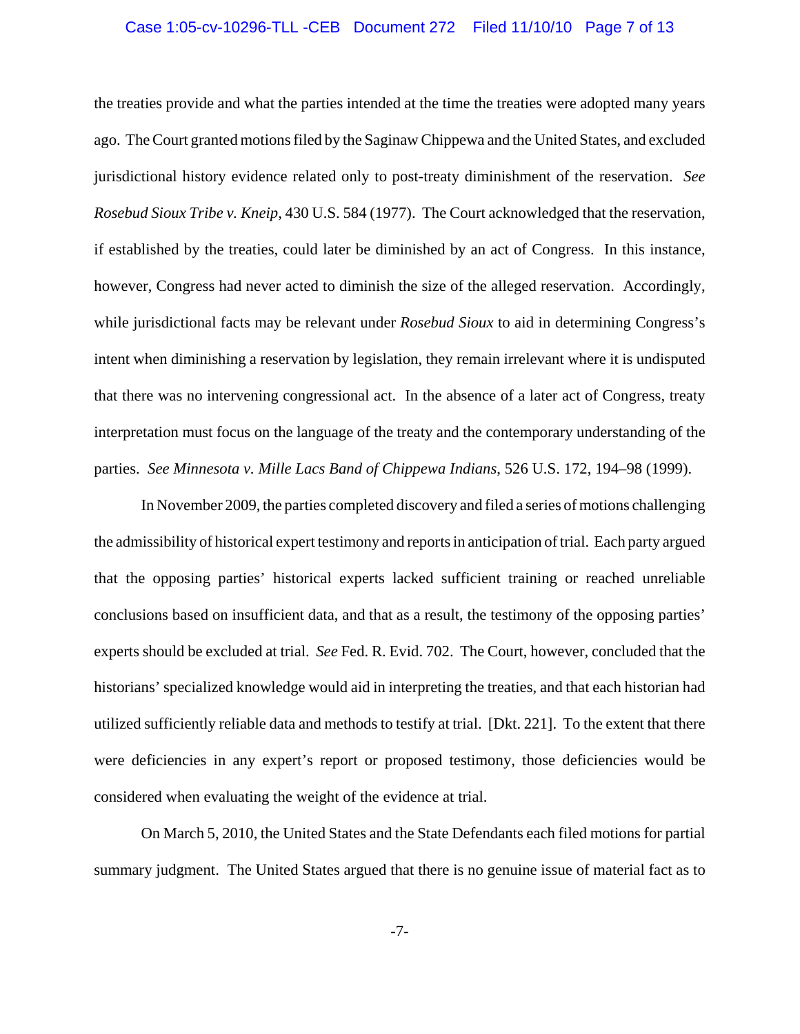the treaties provide and what the parties intended at the time the treaties were adopted many years ago. The Court granted motions filed by the Saginaw Chippewa and the United States, and excluded jurisdictional history evidence related only to post-treaty diminishment of the reservation. *See Rosebud Sioux Tribe v. Kneip*, 430 U.S. 584 (1977). The Court acknowledged that the reservation, if established by the treaties, could later be diminished by an act of Congress. In this instance, however, Congress had never acted to diminish the size of the alleged reservation. Accordingly, while jurisdictional facts may be relevant under *Rosebud Sioux* to aid in determining Congress's intent when diminishing a reservation by legislation, they remain irrelevant where it is undisputed that there was no intervening congressional act. In the absence of a later act of Congress, treaty interpretation must focus on the language of the treaty and the contemporary understanding of the parties. *See Minnesota v. Mille Lacs Band of Chippewa Indians*, 526 U.S. 172, 194–98 (1999).

In November 2009, the parties completed discovery and filed a series of motions challenging the admissibility of historical expert testimony and reports in anticipation of trial. Each party argued that the opposing parties' historical experts lacked sufficient training or reached unreliable conclusions based on insufficient data, and that as a result, the testimony of the opposing parties' experts should be excluded at trial. *See* Fed. R. Evid. 702. The Court, however, concluded that the historians' specialized knowledge would aid in interpreting the treaties, and that each historian had utilized sufficiently reliable data and methods to testify at trial. [Dkt. 221]. To the extent that there were deficiencies in any expert's report or proposed testimony, those deficiencies would be considered when evaluating the weight of the evidence at trial.

On March 5, 2010, the United States and the State Defendants each filed motions for partial summary judgment. The United States argued that there is no genuine issue of material fact as to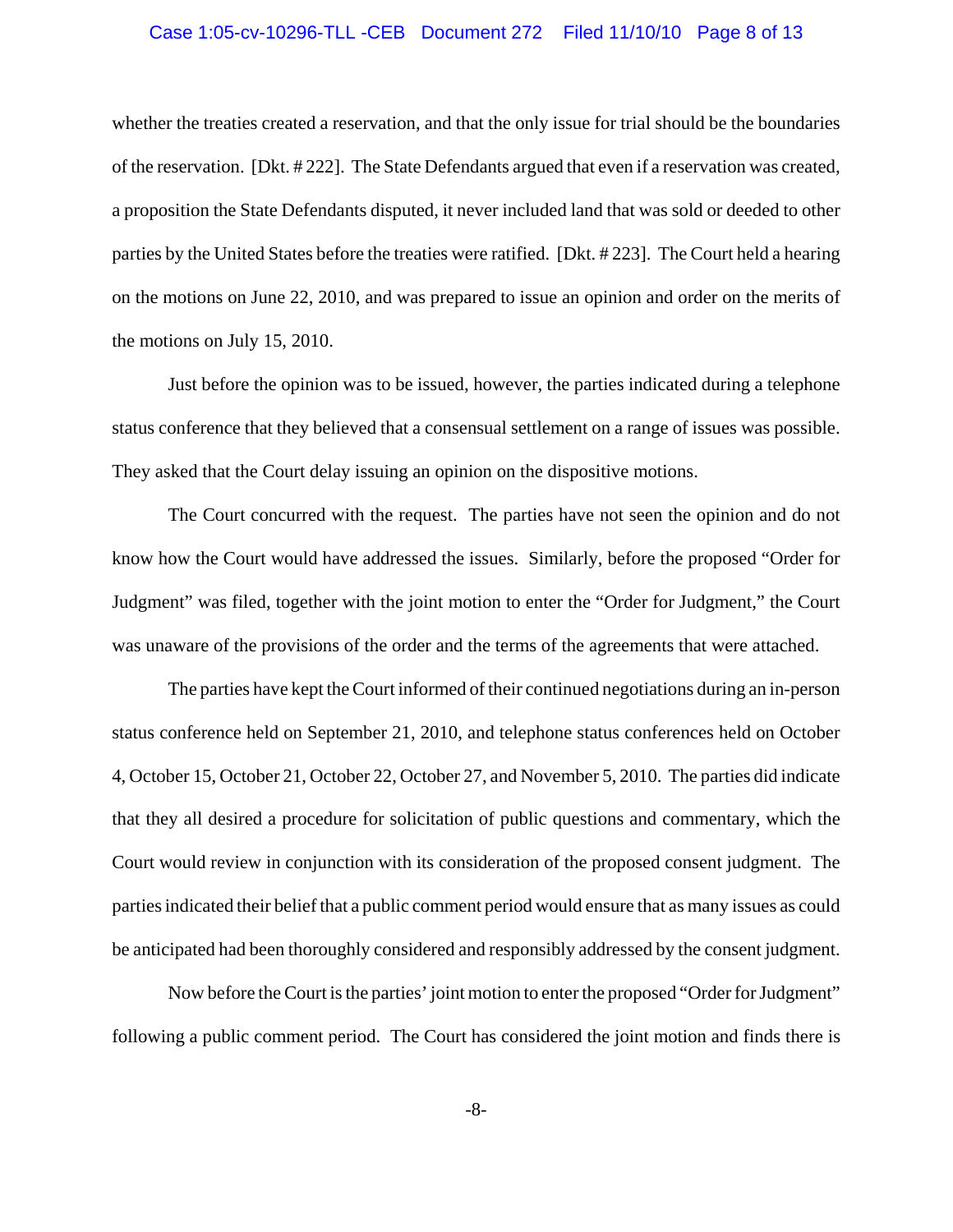whether the treaties created a reservation, and that the only issue for trial should be the boundaries of the reservation. [Dkt. # 222]. The State Defendants argued that even if a reservation was created, a proposition the State Defendants disputed, it never included land that was sold or deeded to other parties by the United States before the treaties were ratified. [Dkt. # 223]. The Court held a hearing on the motions on June 22, 2010, and was prepared to issue an opinion and order on the merits of the motions on July 15, 2010.

Just before the opinion was to be issued, however, the parties indicated during a telephone status conference that they believed that a consensual settlement on a range of issues was possible. They asked that the Court delay issuing an opinion on the dispositive motions.

The Court concurred with the request. The parties have not seen the opinion and do not know how the Court would have addressed the issues. Similarly, before the proposed "Order for Judgment" was filed, together with the joint motion to enter the "Order for Judgment," the Court was unaware of the provisions of the order and the terms of the agreements that were attached.

The parties have kept the Court informed of their continued negotiations during an in-person status conference held on September 21, 2010, and telephone status conferences held on October 4, October 15, October 21, October 22, October 27, and November 5, 2010. The parties did indicate that they all desired a procedure for solicitation of public questions and commentary, which the Court would review in conjunction with its consideration of the proposed consent judgment. The parties indicated their belief that a public comment period would ensure that as many issues as could be anticipated had been thoroughly considered and responsibly addressed by the consent judgment.

Now before the Court is the parties' joint motion to enter the proposed "Order for Judgment" following a public comment period. The Court has considered the joint motion and finds there is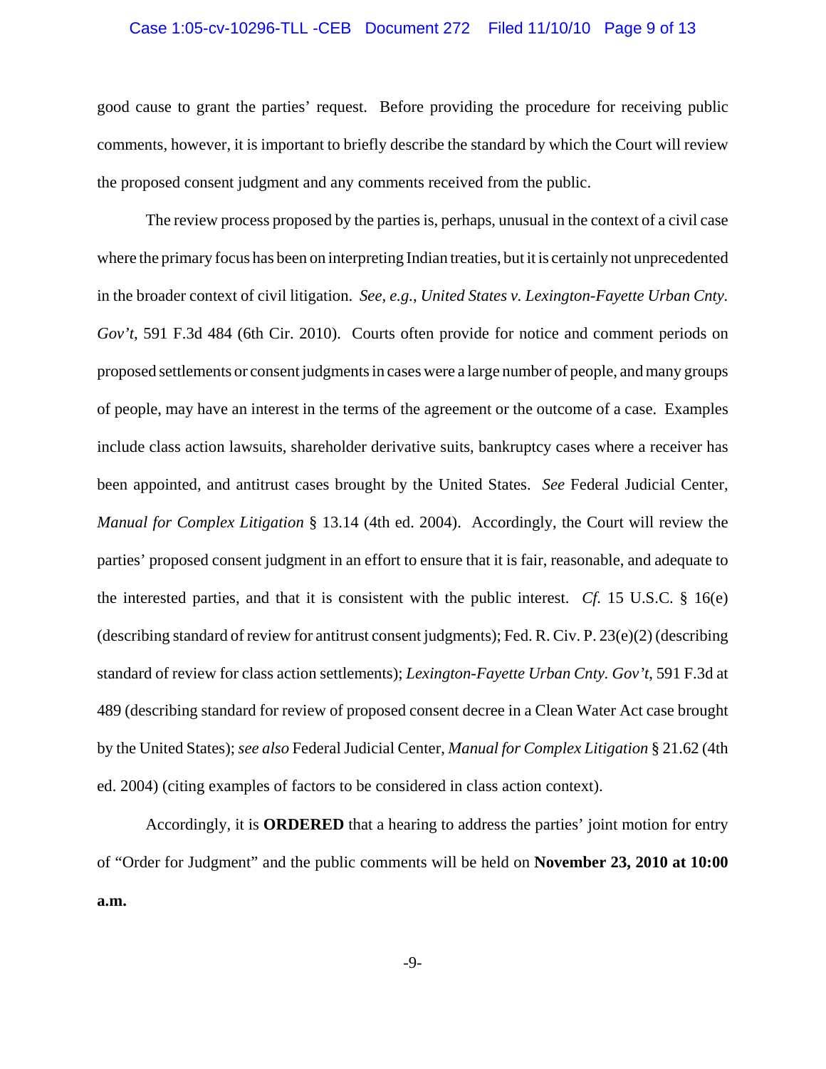good cause to grant the parties' request. Before providing the procedure for receiving public comments, however, it is important to briefly describe the standard by which the Court will review the proposed consent judgment and any comments received from the public.

The review process proposed by the parties is, perhaps, unusual in the context of a civil case where the primary focus has been on interpreting Indian treaties, but it is certainly not unprecedented in the broader context of civil litigation. *See, e.g.*, *United States v. Lexington-Fayette Urban Cnty. Gov't*, 591 F.3d 484 (6th Cir. 2010). Courts often provide for notice and comment periods on proposed settlements or consent judgments in cases were a large number of people, and many groups of people, may have an interest in the terms of the agreement or the outcome of a case. Examples include class action lawsuits, shareholder derivative suits, bankruptcy cases where a receiver has been appointed, and antitrust cases brought by the United States. *See* Federal Judicial Center, *Manual for Complex Litigation* § 13.14 (4th ed. 2004). Accordingly, the Court will review the parties' proposed consent judgment in an effort to ensure that it is fair, reasonable, and adequate to the interested parties, and that it is consistent with the public interest. *Cf.* 15 U.S.C. § 16(e) (describing standard of review for antitrust consent judgments); Fed. R. Civ. P. 23(e)(2) (describing standard of review for class action settlements); *Lexington-Fayette Urban Cnty. Gov't*, 591 F.3d at 489 (describing standard for review of proposed consent decree in a Clean Water Act case brought by the United States); *see also* Federal Judicial Center, *Manual for Complex Litigation* § 21.62 (4th ed. 2004) (citing examples of factors to be considered in class action context).

Accordingly, it is **ORDERED** that a hearing to address the parties' joint motion for entry of "Order for Judgment" and the public comments will be held on **November 23, 2010 at 10:00 a.m.**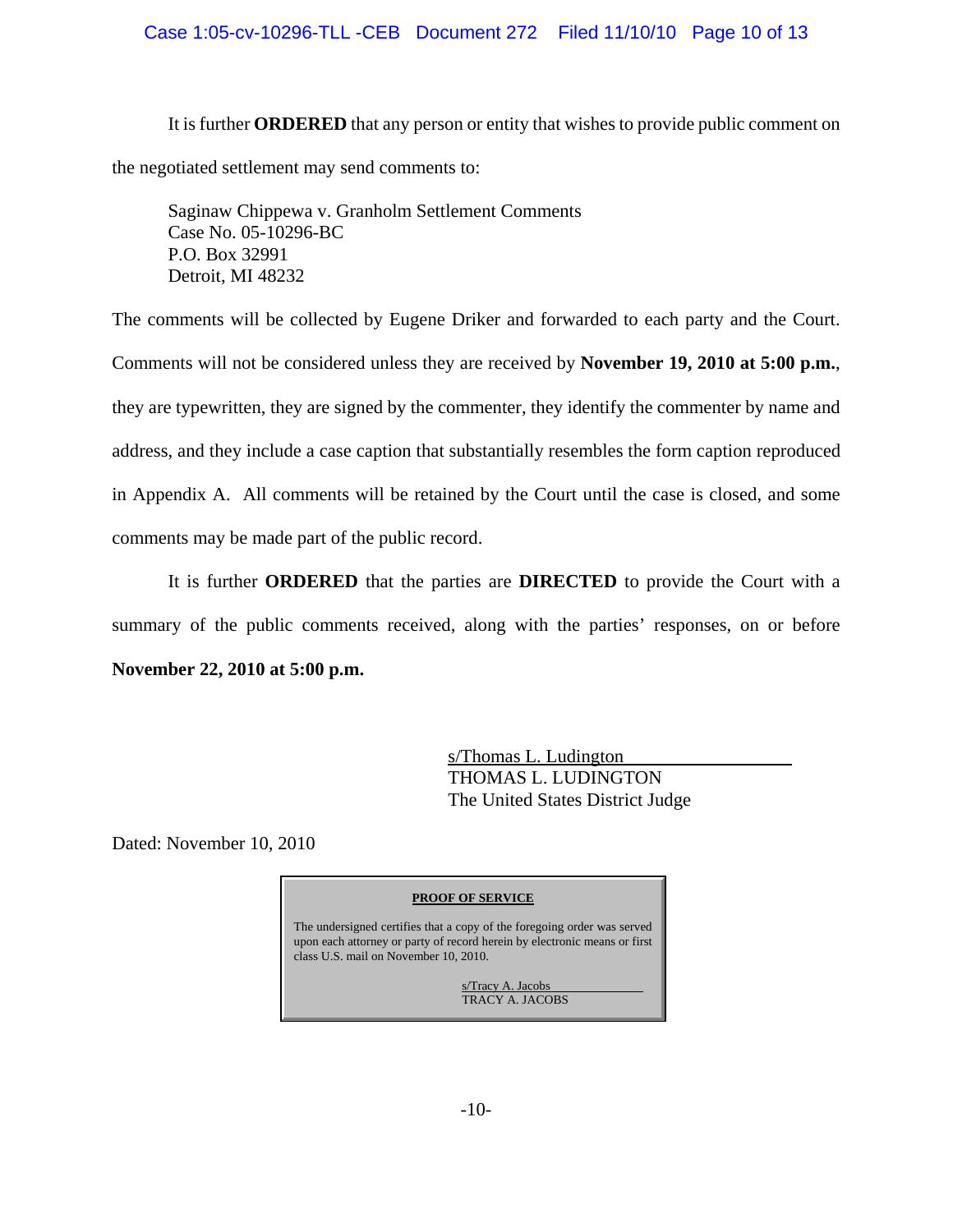It is further **ORDERED** that any person or entity that wishes to provide public comment on the negotiated settlement may send comments to:

Saginaw Chippewa v. Granholm Settlement Comments
Case No. 05-10296-BC
P.O. Box 32991
Detroit, MI 48232

The comments will be collected by Eugene Driker and forwarded to each party and the Court. Comments will not be considered unless they are received by **November 19, 2010 at 5:00 p.m.**, they are typewritten, they are signed by the commenter, they identify the commenter by name and address, and they include a case caption that substantially resembles the form caption reproduced in Appendix A. All comments will be retained by the Court until the case is closed, and some comments may be made part of the public record.

It is further **ORDERED** that the parties are **DIRECTED** to provide the Court with a summary of the public comments received, along with the parties' responses, on or before **November 22, 2010 at 5:00 p.m.**

s/Thomas L. Ludington
THOMAS L. LUDINGTON
The United States District Judge

Dated: November 10, 2010

**PROOF OF SERVICE**

The undersigned certifies that a copy of the foregoing order was served upon each attorney or party of record herein by electronic means or first class U.S. mail on November 10, 2010.

s/Tracy A. Jacobs
TRACY A. JACOBS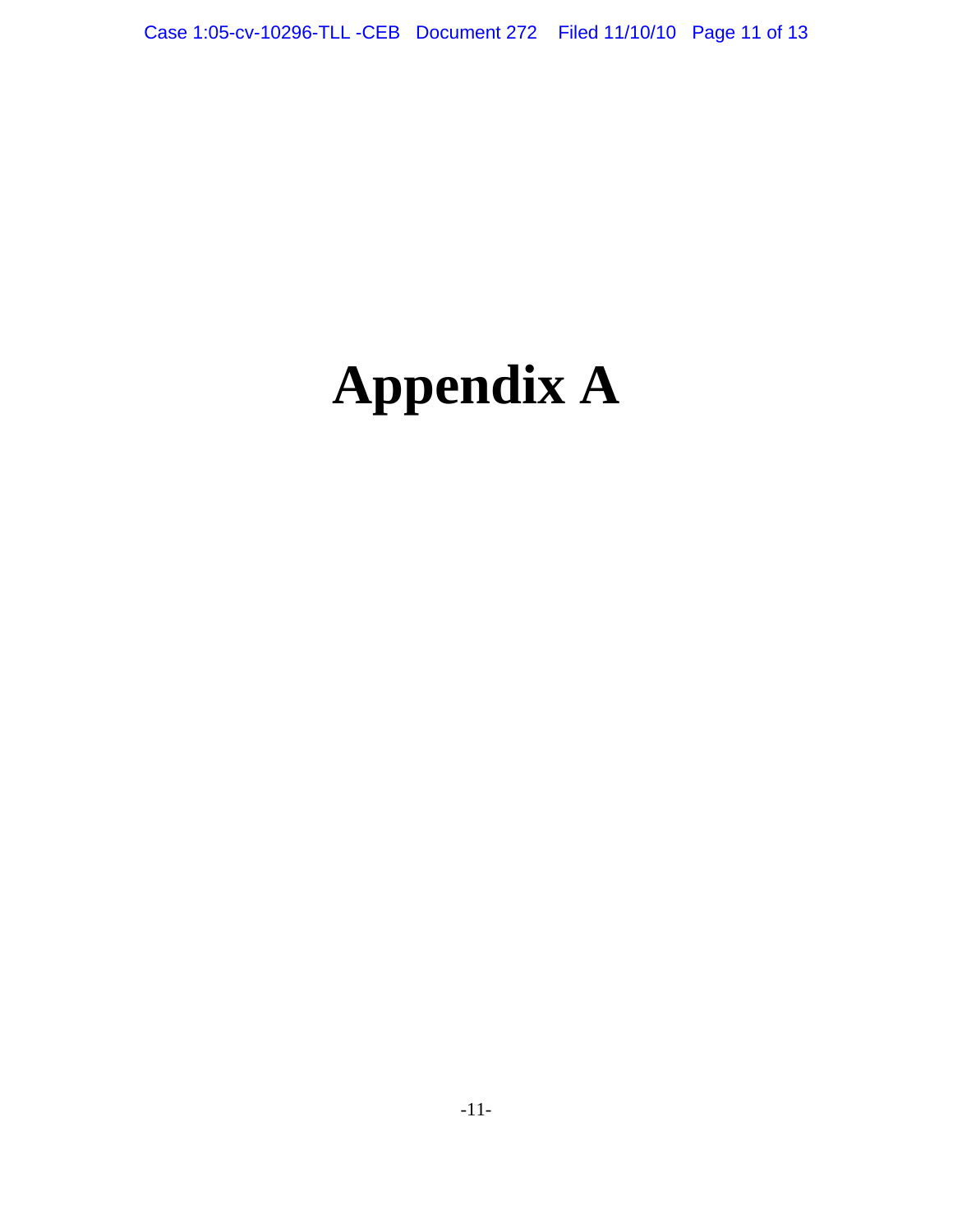# Appendix A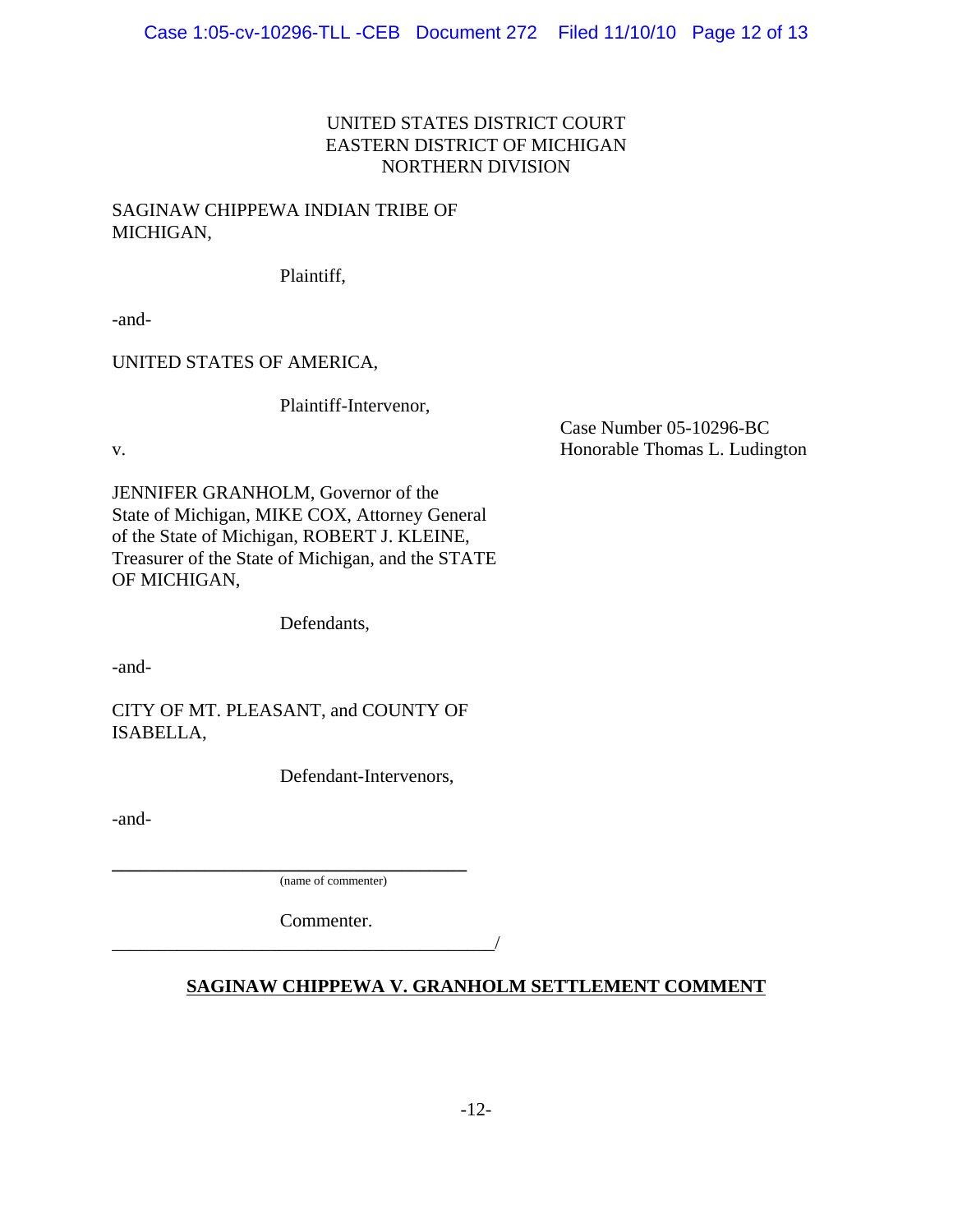UNITED STATES DISTRICT COURT
EASTERN DISTRICT OF MICHIGAN
NORTHERN DIVISION

SAGINAW CHIPPEWA INDIAN TRIBE OF MICHIGAN,

Plaintiff,

-and-

UNITED STATES OF AMERICA,

Plaintiff-Intervenor,

Case Number 05-10296-BC
Honorable Thomas L. Ludington

v.

JENNIFER GRANHOLM, Governor of the State of Michigan, MIKE COX, Attorney General of the State of Michigan, ROBERT J. KLEINE, Treasurer of the State of Michigan, and the STATE OF MICHIGAN,

Defendants,

-and-

CITY OF MT. PLEASANT, and COUNTY OF ISABELLA,

Defendant-Intervenors,

-and-

\_\_\_\_\_\_\_\_\_\_\_\_\_\_\_\_\_\_\_\_\_\_\_\_\_\_\_\_\_\_\_\_\_\_\_\_\_\_
(name of commenter)

Commenter.
\_\_\_\_\_\_\_\_\_\_\_\_\_\_\_\_\_\_\_\_\_\_\_\_\_\_\_\_\_\_\_\_\_\_\_\_\_\_\_\_\_/

**SAGINAW CHIPPEWA V. GRANHOLM SETTLEMENT COMMENT**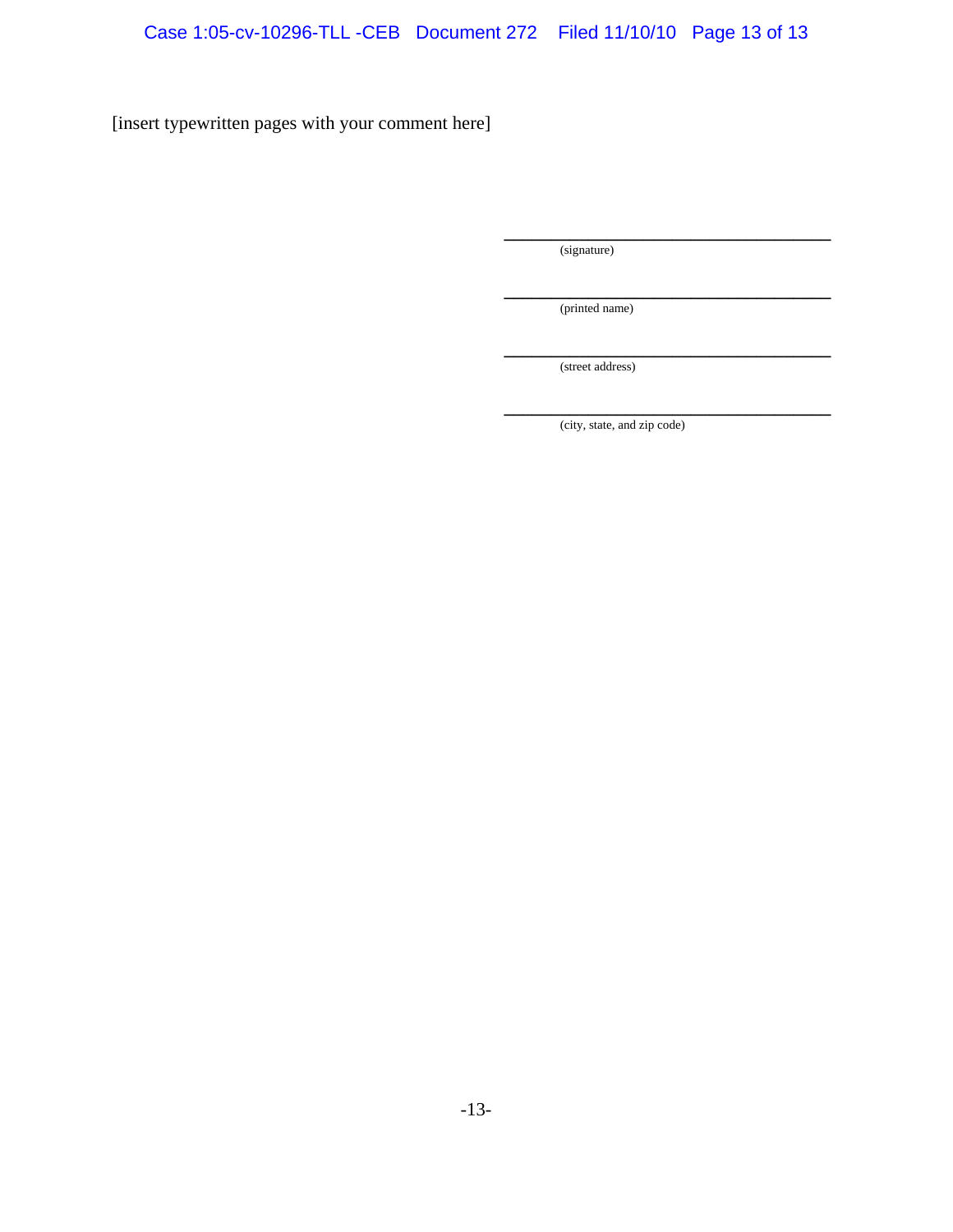[insert typewritten pages with your comment here]

\_\_\_\_\_\_\_\_\_\_\_\_\_\_\_\_\_\_\_\_\_\_\_\_\_\_\_\_\_\_\_\_\_\_\_\_\_\_\_\_
(signature)

\_\_\_\_\_\_\_\_\_\_\_\_\_\_\_\_\_\_\_\_\_\_\_\_\_\_\_\_\_\_\_\_\_\_\_\_\_\_\_\_
(printed name)

\_\_\_\_\_\_\_\_\_\_\_\_\_\_\_\_\_\_\_\_\_\_\_\_\_\_\_\_\_\_\_\_\_\_\_\_\_\_\_\_
(street address)

\_\_\_\_\_\_\_\_\_\_\_\_\_\_\_\_\_\_\_\_\_\_\_\_\_\_\_\_\_\_\_\_\_\_\_\_\_\_\_\_
(city, state, and zip code)